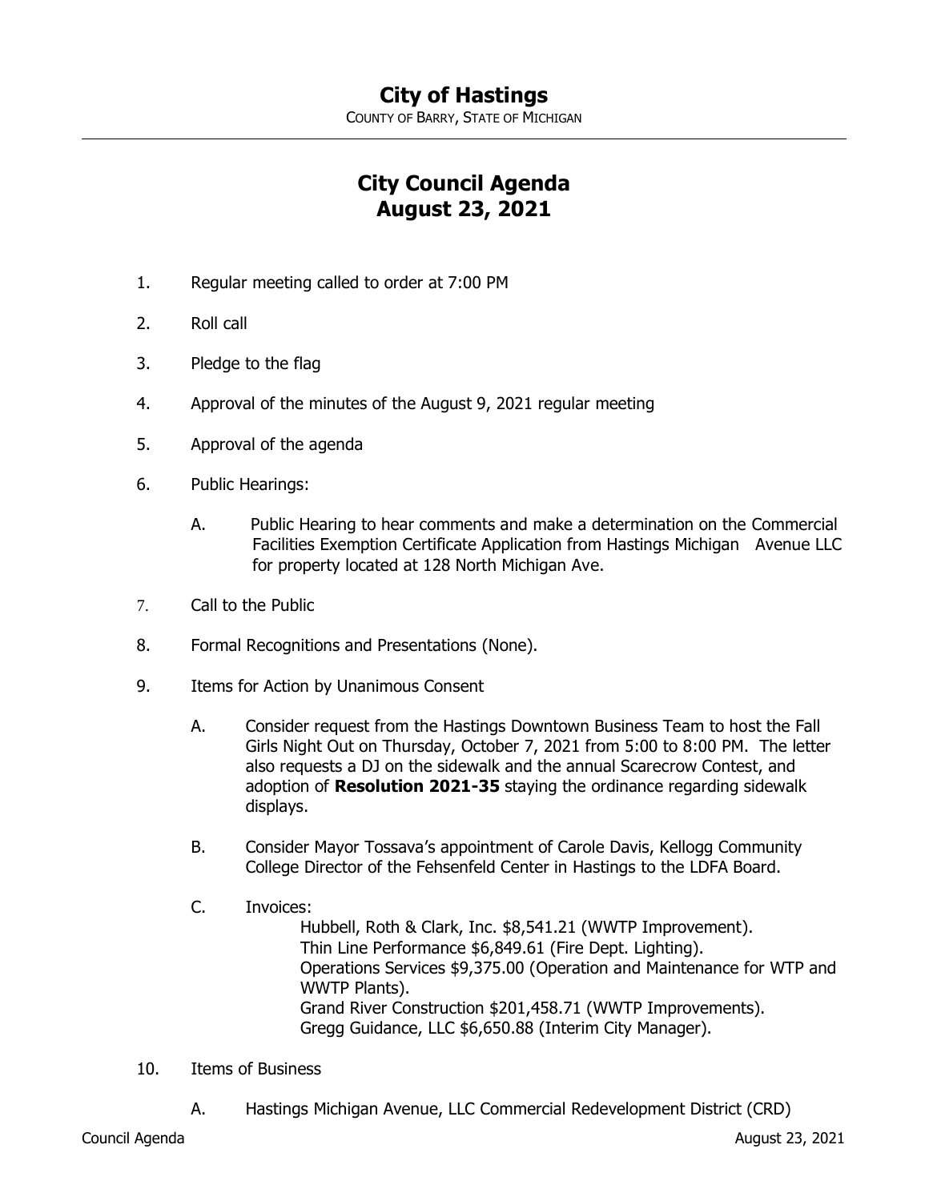# City of Hastings

COUNTY OF BARRY, STATE OF MICHIGAN

## City Council Agenda
## August 23, 2021

1. Regular meeting called to order at 7:00 PM

2. Roll call

3. Pledge to the flag

4. Approval of the minutes of the August 9, 2021 regular meeting

5. Approval of the agenda

6. Public Hearings:

   A. Public Hearing to hear comments and make a determination on the Commercial Facilities Exemption Certificate Application from Hastings Michigan Avenue LLC for property located at 128 North Michigan Ave.

7. Call to the Public

8. Formal Recognitions and Presentations (None).

9. Items for Action by Unanimous Consent

   A. Consider request from the Hastings Downtown Business Team to host the Fall Girls Night Out on Thursday, October 7, 2021 from 5:00 to 8:00 PM. The letter also requests a DJ on the sidewalk and the annual Scarecrow Contest, and adoption of **Resolution 2021-35** staying the ordinance regarding sidewalk displays.

   B. Consider Mayor Tossava's appointment of Carole Davis, Kellogg Community College Director of the Fehsenfeld Center in Hastings to the LDFA Board.

   C. Invoices:
      Hubbell, Roth & Clark, Inc. $8,541.21 (WWTP Improvement).
      Thin Line Performance $6,849.61 (Fire Dept. Lighting).
      Operations Services $9,375.00 (Operation and Maintenance for WTP and WWTP Plants).
      Grand River Construction $201,458.71 (WWTP Improvements).
      Gregg Guidance, LLC $6,650.88 (Interim City Manager).

10. Items of Business

    A. Hastings Michigan Avenue, LLC Commercial Redevelopment District (CRD)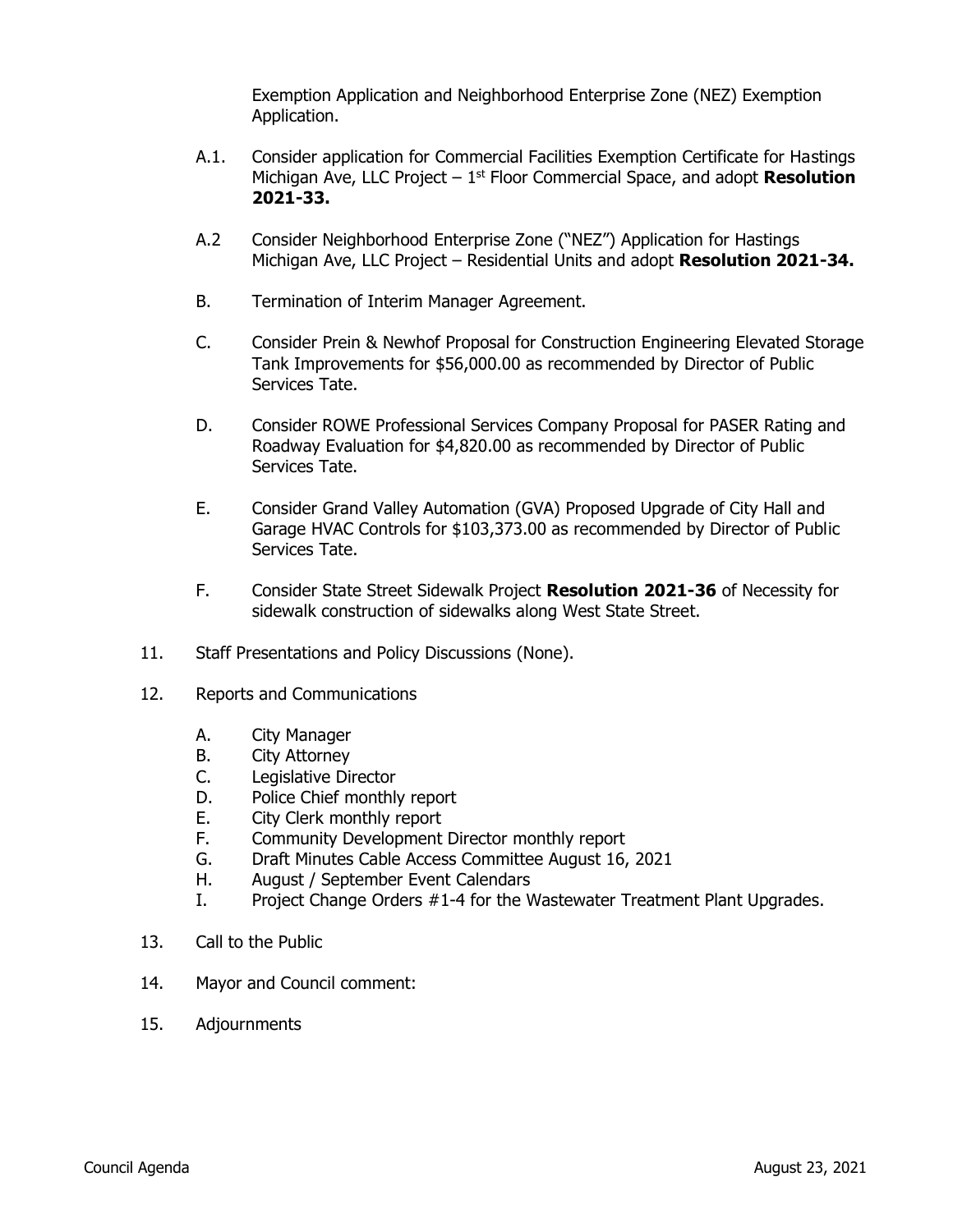Exemption Application and Neighborhood Enterprise Zone (NEZ) Exemption Application.

A.1. Consider application for Commercial Facilities Exemption Certificate for Hastings Michigan Ave, LLC Project – 1st Floor Commercial Space, and adopt **Resolution 2021-33.**

A.2 Consider Neighborhood Enterprise Zone ("NEZ") Application for Hastings Michigan Ave, LLC Project – Residential Units and adopt **Resolution 2021-34.**

B. Termination of Interim Manager Agreement.

C. Consider Prein & Newhof Proposal for Construction Engineering Elevated Storage Tank Improvements for $56,000.00 as recommended by Director of Public Services Tate.

D. Consider ROWE Professional Services Company Proposal for PASER Rating and Roadway Evaluation for $4,820.00 as recommended by Director of Public Services Tate.

E. Consider Grand Valley Automation (GVA) Proposed Upgrade of City Hall and Garage HVAC Controls for $103,373.00 as recommended by Director of Public Services Tate.

F. Consider State Street Sidewalk Project **Resolution 2021-36** of Necessity for sidewalk construction of sidewalks along West State Street.

11. Staff Presentations and Policy Discussions (None).

12. Reports and Communications

    A. City Manager
    B. City Attorney
    C. Legislative Director
    D. Police Chief monthly report
    E. City Clerk monthly report
    F. Community Development Director monthly report
    G. Draft Minutes Cable Access Committee August 16, 2021
    H. August / September Event Calendars
    I. Project Change Orders #1-4 for the Wastewater Treatment Plant Upgrades.

13. Call to the Public

14. Mayor and Council comment:

15. Adjournments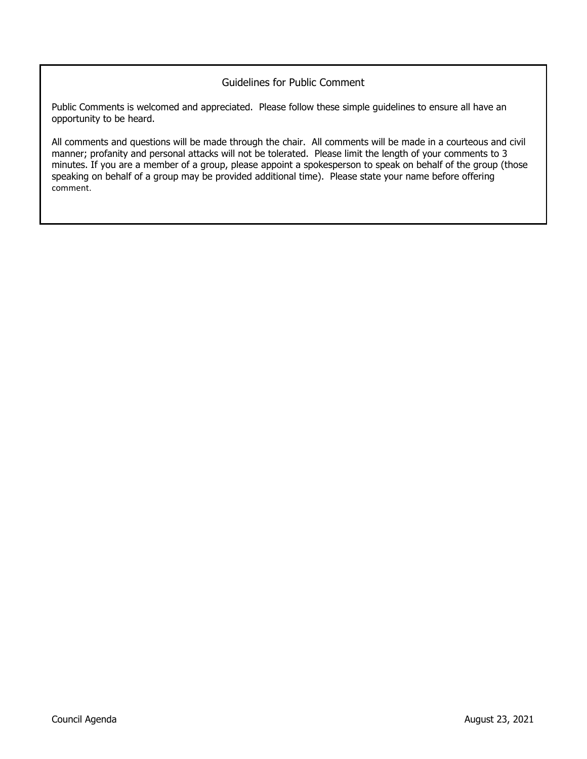## Guidelines for Public Comment

Public Comments is welcomed and appreciated. Please follow these simple guidelines to ensure all have an opportunity to be heard.

All comments and questions will be made through the chair. All comments will be made in a courteous and civil manner; profanity and personal attacks will not be tolerated. Please limit the length of your comments to 3 minutes. If you are a member of a group, please appoint a spokesperson to speak on behalf of the group (those speaking on behalf of a group may be provided additional time). Please state your name before offering comment.